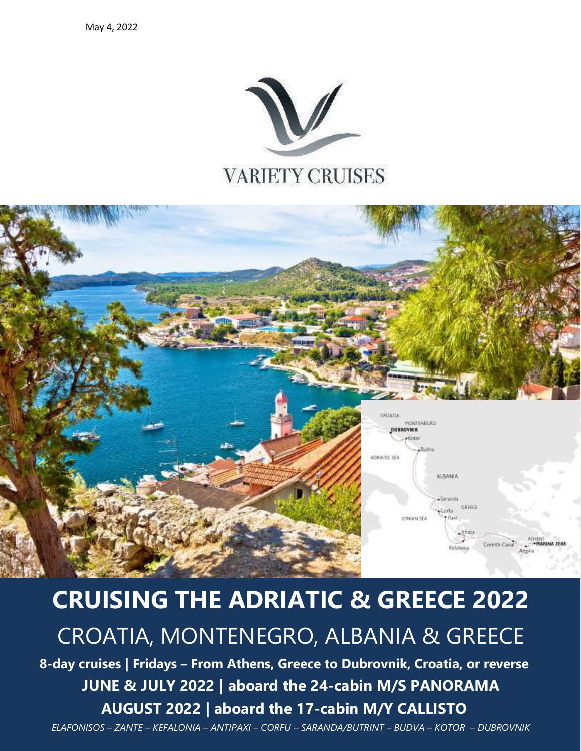May 4, 2022

VARIETY CRUISES

# CRUISING THE ADRIATIC & GREECE 2022

## CROATIA, MONTENEGRO, ALBANIA & GREECE

**8-day cruises | Fridays – From Athens, Greece to Dubrovnik, Croatia, or reverse**

**JUNE & JULY 2022 | aboard the 24-cabin M/S PANORAMA**

**AUGUST 2022 | aboard the 17-cabin M/Y CALLISTO**

*ELAFONISOS – ZANTE – KEFALONIA – ANTIPAXI – CORFU – SARANDA/BUTRINT – BUDVA – KOTOR – DUBROVNIK*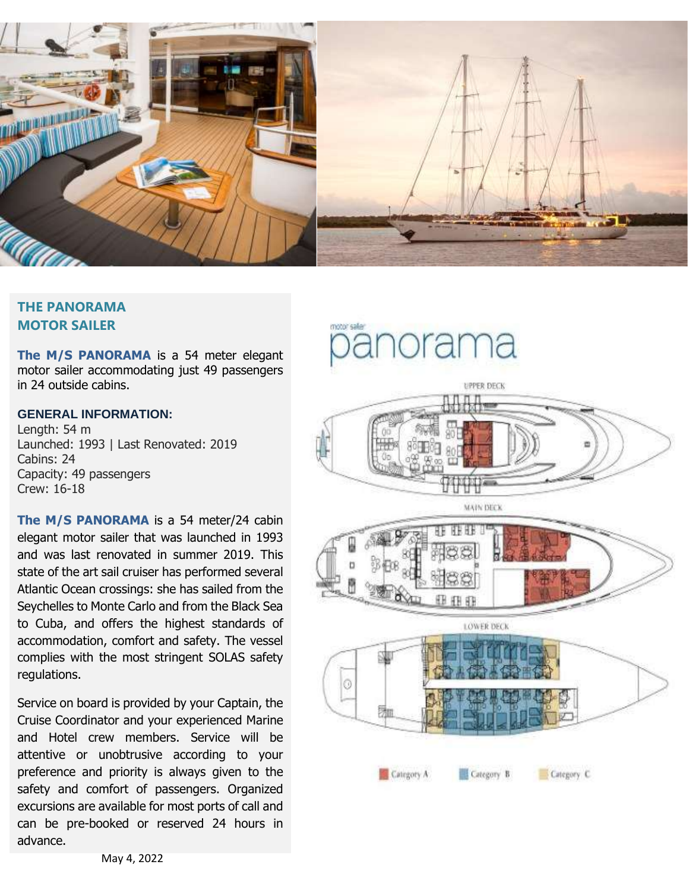## THE PANORAMA MOTOR SAILER

**The M/S PANORAMA** is a 54 meter elegant motor sailer accommodating just 49 passengers in 24 outside cabins.

### GENERAL INFORMATION:

Length: 54 m
Launched: 1993 | Last Renovated: 2019
Cabins: 24
Capacity: 49 passengers
Crew: 16-18

**The M/S PANORAMA** is a 54 meter/24 cabin elegant motor sailer that was launched in 1993 and was last renovated in summer 2019. This state of the art sail cruiser has performed several Atlantic Ocean crossings: she has sailed from the Seychelles to Monte Carlo and from the Black Sea to Cuba, and offers the highest standards of accommodation, comfort and safety. The vessel complies with the most stringent SOLAS safety regulations.

Service on board is provided by your Captain, the Cruise Coordinator and your experienced Marine and Hotel crew members. Service will be attentive or unobtrusive according to your preference and priority is always given to the safety and comfort of passengers. Organized excursions are available for most ports of call and can be pre-booked or reserved 24 hours in advance.

motor sailer panorama

UPPER DECK

MAIN DECK

LOWER DECK

Category A    Category B    Category C

May 4, 2022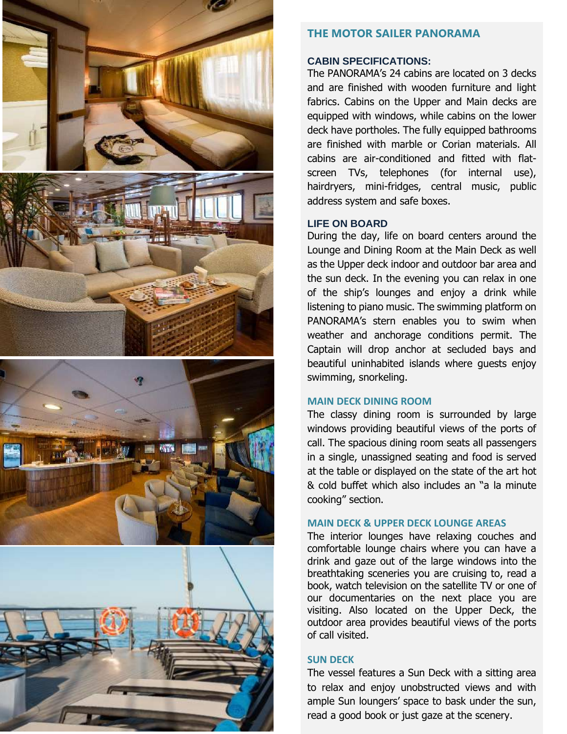## THE MOTOR SAILER PANORAMA

### CABIN SPECIFICATIONS:

The PANORAMA's 24 cabins are located on 3 decks and are finished with wooden furniture and light fabrics. Cabins on the Upper and Main decks are equipped with windows, while cabins on the lower deck have portholes. The fully equipped bathrooms are finished with marble or Corian materials. All cabins are air-conditioned and fitted with flat-screen TVs, telephones (for internal use), hairdryers, mini-fridges, central music, public address system and safe boxes.

### LIFE ON BOARD

During the day, life on board centers around the Lounge and Dining Room at the Main Deck as well as the Upper deck indoor and outdoor bar area and the sun deck. In the evening you can relax in one of the ship's lounges and enjoy a drink while listening to piano music. The swimming platform on PANORAMA's stern enables you to swim when weather and anchorage conditions permit. The Captain will drop anchor at secluded bays and beautiful uninhabited islands where guests enjoy swimming, snorkeling.

### MAIN DECK DINING ROOM

The classy dining room is surrounded by large windows providing beautiful views of the ports of call. The spacious dining room seats all passengers in a single, unassigned seating and food is served at the table or displayed on the state of the art hot & cold buffet which also includes an "a la minute cooking" section.

### MAIN DECK & UPPER DECK LOUNGE AREAS

The interior lounges have relaxing couches and comfortable lounge chairs where you can have a drink and gaze out of the large windows into the breathtaking sceneries you are cruising to, read a book, watch television on the satellite TV or one of our documentaries on the next place you are visiting. Also located on the Upper Deck, the outdoor area provides beautiful views of the ports of call visited.

### SUN DECK

The vessel features a Sun Deck with a sitting area to relax and enjoy unobstructed views and with ample Sun loungers' space to bask under the sun, read a good book or just gaze at the scenery.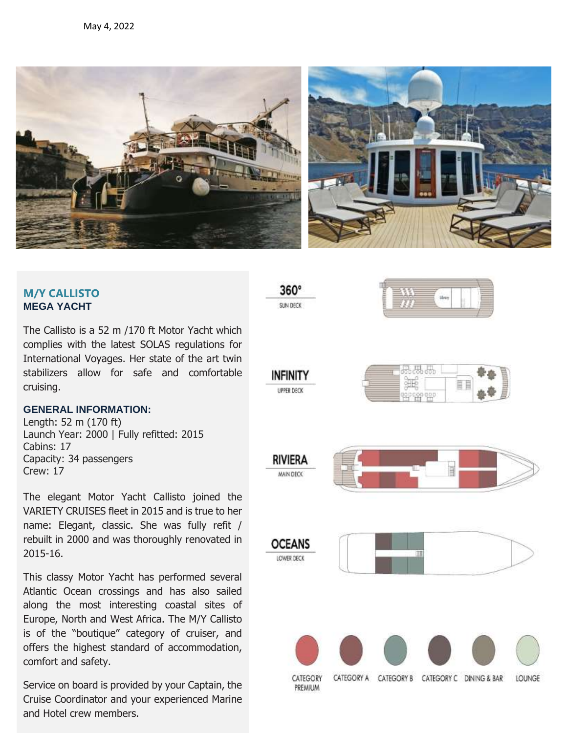May 4, 2022

## M/Y CALLISTO
### MEGA YACHT

The Callisto is a 52 m /170 ft Motor Yacht which complies with the latest SOLAS regulations for International Voyages. Her state of the art twin stabilizers allow for safe and comfortable cruising.

**GENERAL INFORMATION:**
Length: 52 m (170 ft)
Launch Year: 2000 | Fully refitted: 2015
Cabins: 17
Capacity: 34 passengers
Crew: 17

The elegant Motor Yacht Callisto joined the VARIETY CRUISES fleet in 2015 and is true to her name: Elegant, classic. She was fully refit / rebuilt in 2000 and was thoroughly renovated in 2015-16.

This classy Motor Yacht has performed several Atlantic Ocean crossings and has also sailed along the most interesting coastal sites of Europe, North and West Africa. The M/Y Callisto is of the "boutique" category of cruiser, and offers the highest standard of accommodation, comfort and safety.

Service on board is provided by your Captain, the Cruise Coordinator and your experienced Marine and Hotel crew members.

360° SUN DECK

INFINITY UPPER DECK

RIVIERA MAIN DECK

OCEANS LOWER DECK

CATEGORY PREMIUM | CATEGORY A | CATEGORY B | CATEGORY C | DINING & BAR | LOUNGE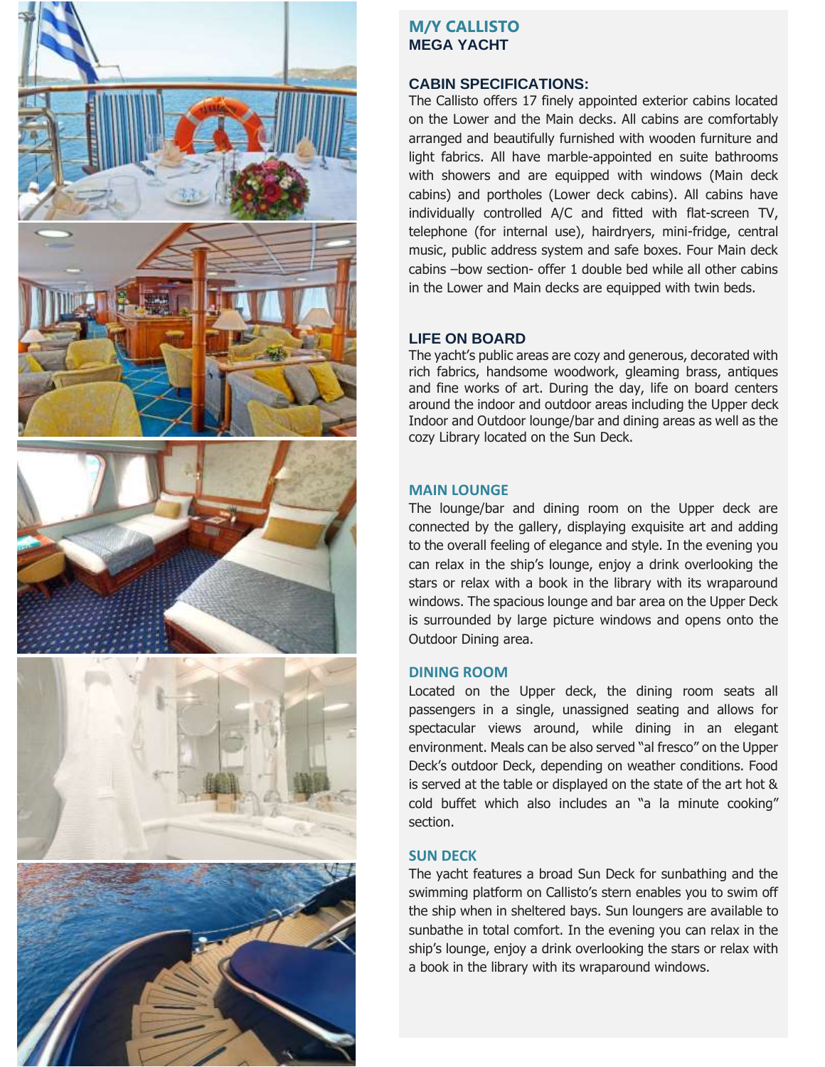# M/Y CALLISTO

## MEGA YACHT

### CABIN SPECIFICATIONS:

The Callisto offers 17 finely appointed exterior cabins located on the Lower and the Main decks. All cabins are comfortably arranged and beautifully furnished with wooden furniture and light fabrics. All have marble-appointed en suite bathrooms with showers and are equipped with windows (Main deck cabins) and portholes (Lower deck cabins). All cabins have individually controlled A/C and fitted with flat-screen TV, telephone (for internal use), hairdryers, mini-fridge, central music, public address system and safe boxes. Four Main deck cabins –bow section- offer 1 double bed while all other cabins in the Lower and Main decks are equipped with twin beds.

### LIFE ON BOARD

The yacht's public areas are cozy and generous, decorated with rich fabrics, handsome woodwork, gleaming brass, antiques and fine works of art. During the day, life on board centers around the indoor and outdoor areas including the Upper deck Indoor and Outdoor lounge/bar and dining areas as well as the cozy Library located on the Sun Deck.

### MAIN LOUNGE

The lounge/bar and dining room on the Upper deck are connected by the gallery, displaying exquisite art and adding to the overall feeling of elegance and style. In the evening you can relax in the ship's lounge, enjoy a drink overlooking the stars or relax with a book in the library with its wraparound windows. The spacious lounge and bar area on the Upper Deck is surrounded by large picture windows and opens onto the Outdoor Dining area.

### DINING ROOM

Located on the Upper deck, the dining room seats all passengers in a single, unassigned seating and allows for spectacular views around, while dining in an elegant environment. Meals can be also served "al fresco" on the Upper Deck's outdoor Deck, depending on weather conditions. Food is served at the table or displayed on the state of the art hot & cold buffet which also includes an "a la minute cooking" section.

### SUN DECK

The yacht features a broad Sun Deck for sunbathing and the swimming platform on Callisto's stern enables you to swim off the ship when in sheltered bays. Sun loungers are available to sunbathe in total comfort. In the evening you can relax in the ship's lounge, enjoy a drink overlooking the stars or relax with a book in the library with its wraparound windows.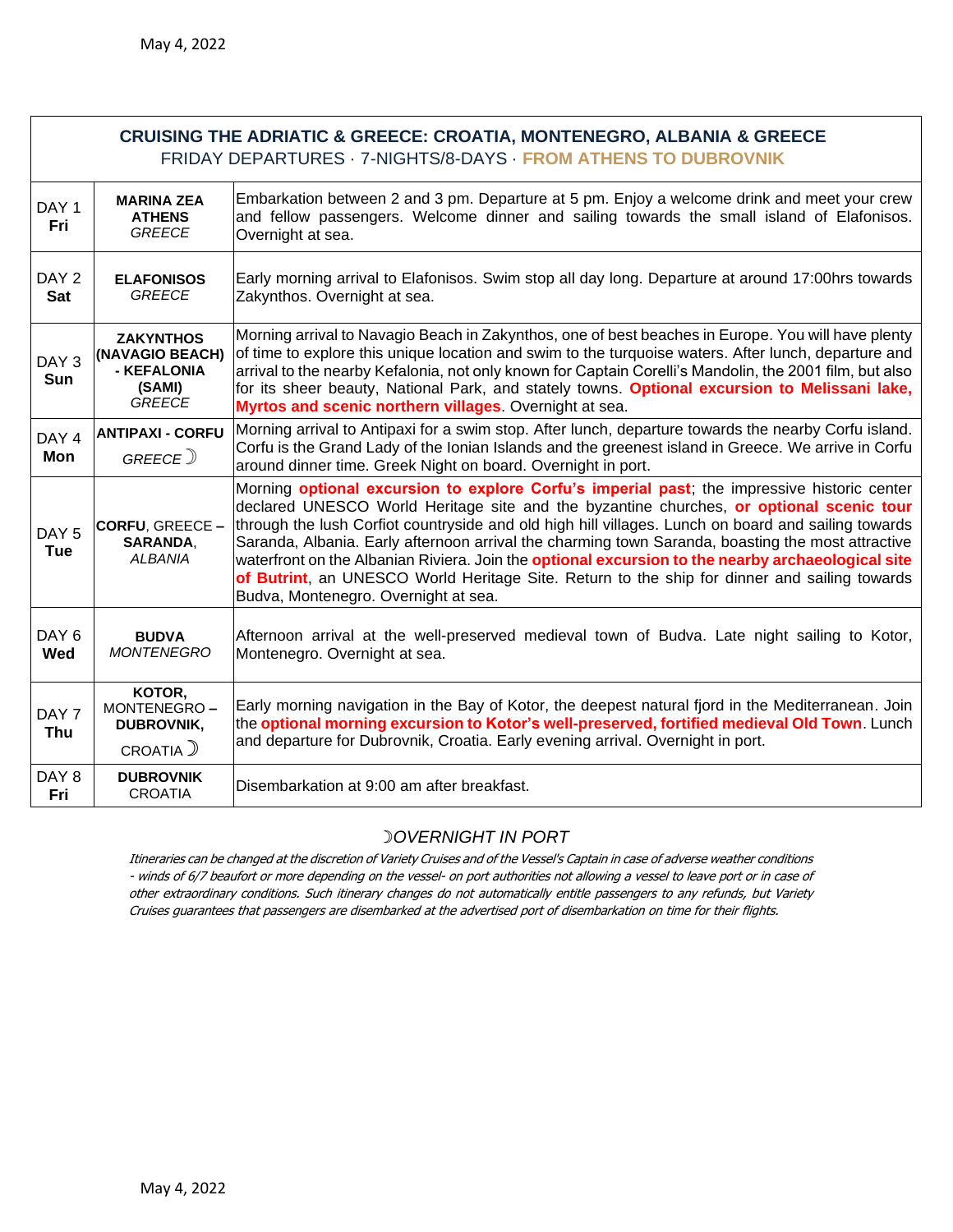## CRUISING THE ADRIATIC & GREECE: CROATIA, MONTENEGRO, ALBANIA & GREECE

FRIDAY DEPARTURES · 7-NIGHTS/8-DAYS · **FROM ATHENS TO DUBROVNIK**

| Day | Port | Description |
|---|---|---|
| DAY 1 **Fri** | **MARINA ZEA ATHENS** *GREECE* | Embarkation between 2 and 3 pm. Departure at 5 pm. Enjoy a welcome drink and meet your crew and fellow passengers. Welcome dinner and sailing towards the small island of Elafonisos. Overnight at sea. |
| DAY 2 **Sat** | **ELAFONISOS** *GREECE* | Early morning arrival to Elafonisos. Swim stop all day long. Departure at around 17:00hrs towards Zakynthos. Overnight at sea. |
| DAY 3 **Sun** | **ZAKYNTHOS (NAVAGIO BEACH) - KEFALONIA (SAMI)** *GREECE* | Morning arrival to Navagio Beach in Zakynthos, one of best beaches in Europe. You will have plenty of time to explore this unique location and swim to the turquoise waters. After lunch, departure and arrival to the nearby Kefalonia, not only known for Captain Corelli's Mandolin, the 2001 film, but also for its sheer beauty, National Park, and stately towns. **Optional excursion to Melissani lake, Myrtos and scenic northern villages**. Overnight at sea. |
| DAY 4 **Mon** | **ANTIPAXI - CORFU** *GREECE* ☽ | Morning arrival to Antipaxi for a swim stop. After lunch, departure towards the nearby Corfu island. Corfu is the Grand Lady of the Ionian Islands and the greenest island in Greece. We arrive in Corfu around dinner time. Greek Night on board. Overnight in port. |
| DAY 5 **Tue** | **CORFU**, GREECE – **SARANDA**, *ALBANIA* | Morning **optional excursion to explore Corfu's imperial past**; the impressive historic center declared UNESCO World Heritage site and the byzantine churches, **or optional scenic tour** through the lush Corfiot countryside and old high hill villages. Lunch on board and sailing towards Saranda, Albania. Early afternoon arrival the charming town Saranda, boasting the most attractive waterfront on the Albanian Riviera. Join the **optional excursion to the nearby archaeological site of Butrint**, an UNESCO World Heritage Site. Return to the ship for dinner and sailing towards Budva, Montenegro. Overnight at sea. |
| DAY 6 **Wed** | **BUDVA** *MONTENEGRO* | Afternoon arrival at the well-preserved medieval town of Budva. Late night sailing to Kotor, Montenegro. Overnight at sea. |
| DAY 7 **Thu** | **KOTOR,** MONTENEGRO – **DUBROVNIK,** CROATIA ☽ | Early morning navigation in the Bay of Kotor, the deepest natural fjord in the Mediterranean. Join the **optional morning excursion to Kotor's well-preserved, fortified medieval Old Town**. Lunch and departure for Dubrovnik, Croatia. Early evening arrival. Overnight in port. |
| DAY 8 **Fri** | **DUBROVNIK** CROATIA | Disembarkation at 9:00 am after breakfast. |

☽*OVERNIGHT IN PORT*

*Itineraries can be changed at the discretion of Variety Cruises and of the Vessel's Captain in case of adverse weather conditions - winds of 6/7 beaufort or more depending on the vessel- on port authorities not allowing a vessel to leave port or in case of other extraordinary conditions. Such itinerary changes do not automatically entitle passengers to any refunds, but Variety Cruises guarantees that passengers are disembarked at the advertised port of disembarkation on time for their flights.*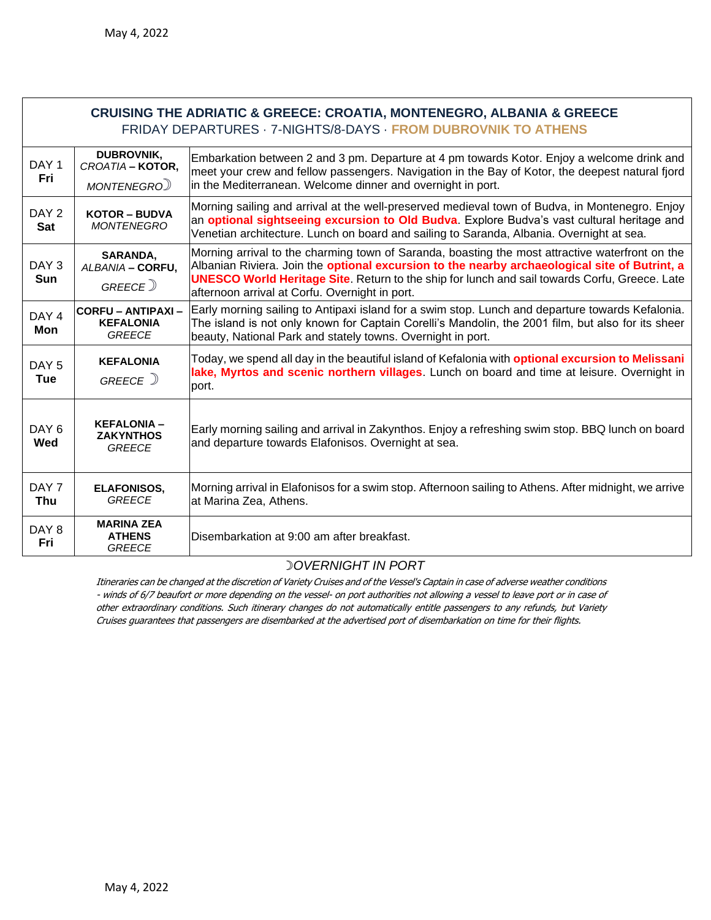| **CRUISING THE ADRIATIC & GREECE: CROATIA, MONTENEGRO, ALBANIA & GREECE**<br>FRIDAY DEPARTURES · 7-NIGHTS/8-DAYS · **FROM DUBROVNIK TO ATHENS** | | |
|---|---|---|
| DAY 1 **Fri** | **DUBROVNIK,** *CROATIA* **– KOTOR,** *MONTENEGRO*☽ | Embarkation between 2 and 3 pm. Departure at 4 pm towards Kotor. Enjoy a welcome drink and meet your crew and fellow passengers. Navigation in the Bay of Kotor, the deepest natural fjord in the Mediterranean. Welcome dinner and overnight in port. |
| DAY 2 **Sat** | **KOTOR – BUDVA** *MONTENEGRO* | Morning sailing and arrival at the well-preserved medieval town of Budva, in Montenegro. Enjoy an **optional sightseeing excursion to Old Budva**. Explore Budva's vast cultural heritage and Venetian architecture. Lunch on board and sailing to Saranda, Albania. Overnight at sea. |
| DAY 3 **Sun** | **SARANDA,** *ALBANIA* **– CORFU,** *GREECE* ☽ | Morning arrival to the charming town of Saranda, boasting the most attractive waterfront on the Albanian Riviera. Join the **optional excursion to the nearby archaeological site of Butrint, a UNESCO World Heritage Site**. Return to the ship for lunch and sail towards Corfu, Greece. Late afternoon arrival at Corfu. Overnight in port. |
| DAY 4 **Mon** | **CORFU – ANTIPAXI – KEFALONIA** *GREECE* | Early morning sailing to Antipaxi island for a swim stop. Lunch and departure towards Kefalonia. The island is not only known for Captain Corelli's Mandolin, the 2001 film, but also for its sheer beauty, National Park and stately towns. Overnight in port. |
| DAY 5 **Tue** | **KEFALONIA** *GREECE* ☽ | Today, we spend all day in the beautiful island of Kefalonia with **optional excursion to Melissani lake, Myrtos and scenic northern villages**. Lunch on board and time at leisure. Overnight in port. |
| DAY 6 **Wed** | **KEFALONIA – ZAKYNTHOS** *GREECE* | Early morning sailing and arrival in Zakynthos. Enjoy a refreshing swim stop. BBQ lunch on board and departure towards Elafonisos. Overnight at sea. |
| DAY 7 **Thu** | **ELAFONISOS,** *GREECE* | Morning arrival in Elafonisos for a swim stop. Afternoon sailing to Athens. After midnight, we arrive at Marina Zea, Athens. |
| DAY 8 **Fri** | **MARINA ZEA ATHENS** *GREECE* | Disembarkation at 9:00 am after breakfast. |

☽*OVERNIGHT IN PORT*

*Itineraries can be changed at the discretion of Variety Cruises and of the Vessel's Captain in case of adverse weather conditions - winds of 6/7 beaufort or more depending on the vessel- on port authorities not allowing a vessel to leave port or in case of other extraordinary conditions. Such itinerary changes do not automatically entitle passengers to any refunds, but Variety Cruises guarantees that passengers are disembarked at the advertised port of disembarkation on time for their flights.*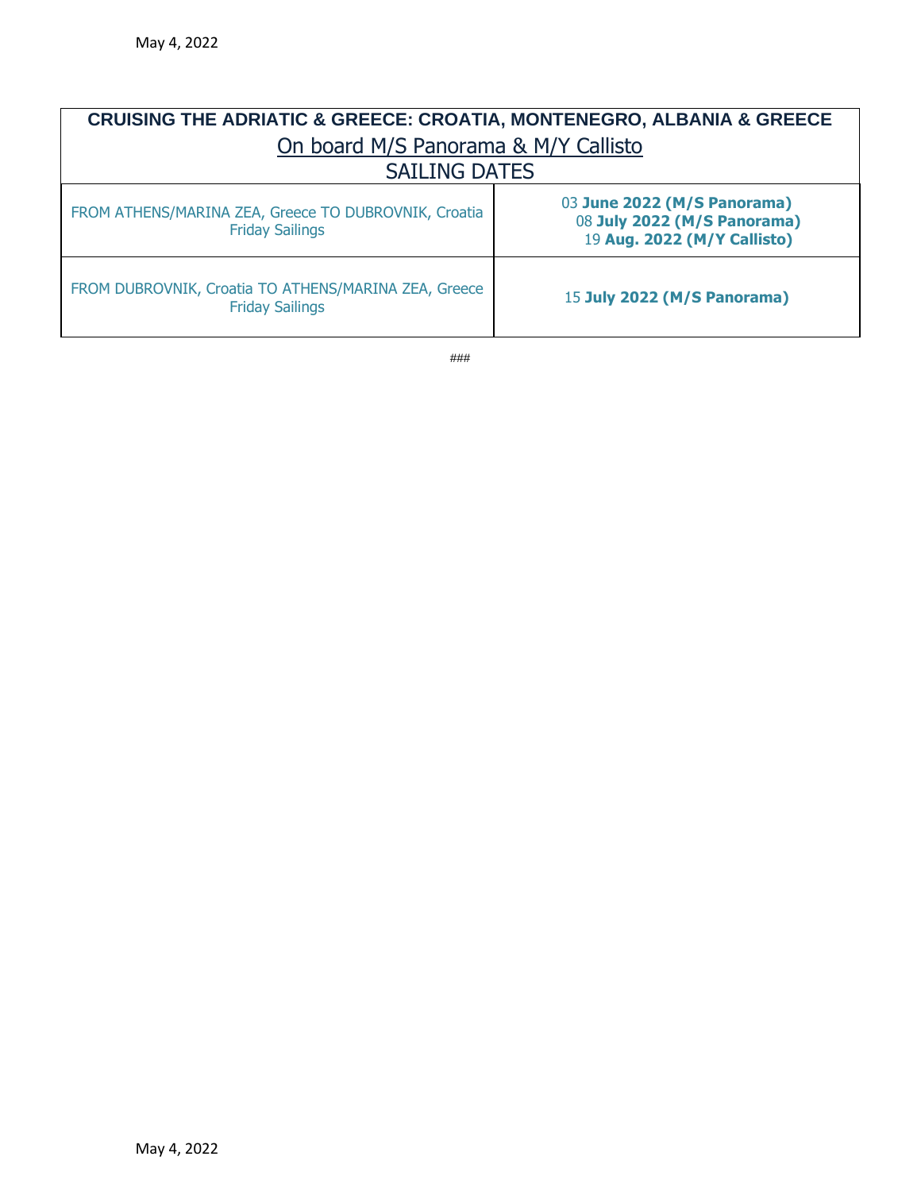| CRUISING THE ADRIATIC & GREECE: CROATIA, MONTENEGRO, ALBANIA & GREECE<br>On board M/S Panorama & M/Y Callisto<br>SAILING DATES | |
|---|---|
| FROM ATHENS/MARINA ZEA, Greece TO DUBROVNIK, Croatia<br>Friday Sailings | 03 **June 2022 (M/S Panorama)**<br>08 **July 2022 (M/S Panorama)**<br>19 **Aug. 2022 (M/Y Callisto)** |
| FROM DUBROVNIK, Croatia TO ATHENS/MARINA ZEA, Greece<br>Friday Sailings | 15 **July 2022 (M/S Panorama)** |

###